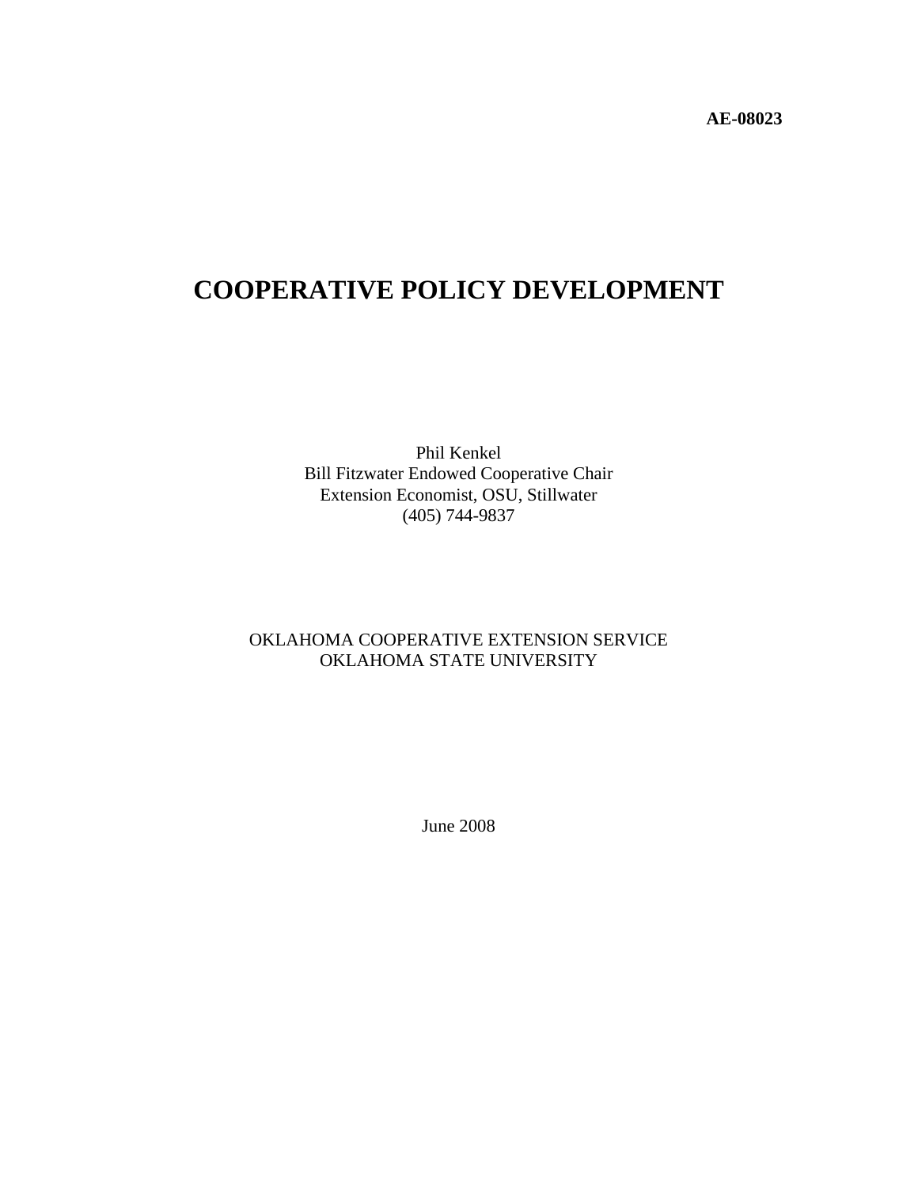**AE-08023**

# COOPERATIVE POLICY DEVELOPMENT

Phil Kenkel
Bill Fitzwater Endowed Cooperative Chair
Extension Economist, OSU, Stillwater
(405) 744-9837

OKLAHOMA COOPERATIVE EXTENSION SERVICE
OKLAHOMA STATE UNIVERSITY

June 2008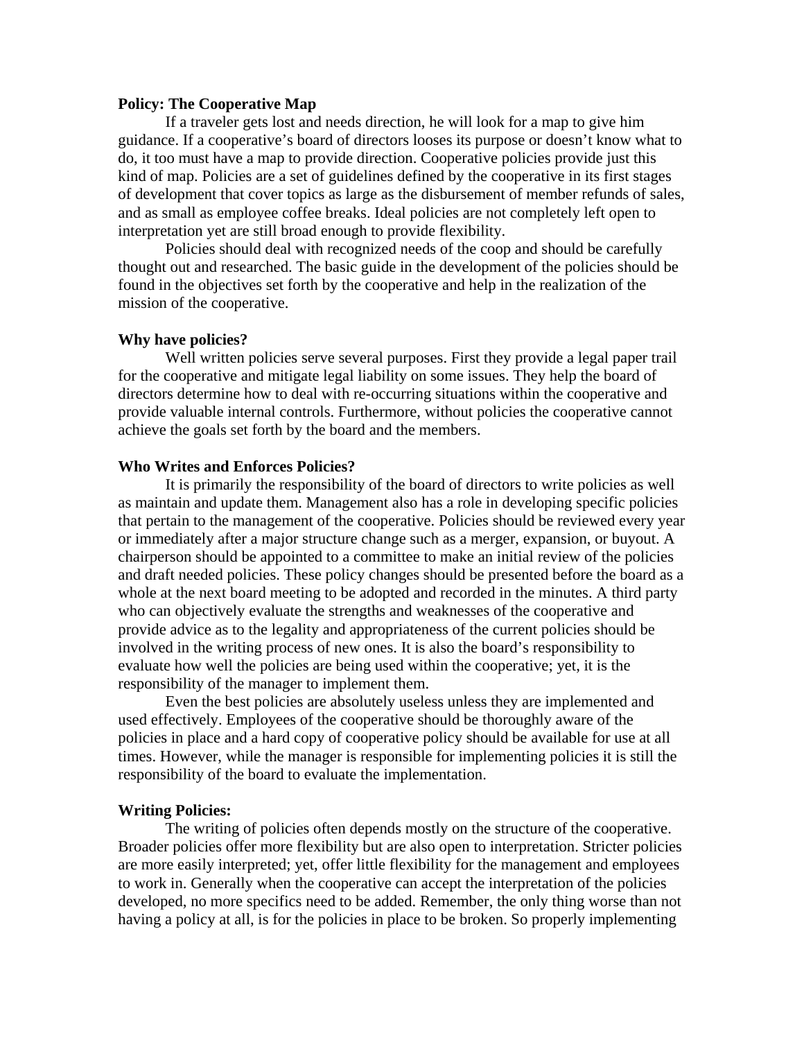**Policy: The Cooperative Map**

If a traveler gets lost and needs direction, he will look for a map to give him guidance. If a cooperative's board of directors looses its purpose or doesn't know what to do, it too must have a map to provide direction. Cooperative policies provide just this kind of map. Policies are a set of guidelines defined by the cooperative in its first stages of development that cover topics as large as the disbursement of member refunds of sales, and as small as employee coffee breaks. Ideal policies are not completely left open to interpretation yet are still broad enough to provide flexibility.

Policies should deal with recognized needs of the coop and should be carefully thought out and researched. The basic guide in the development of the policies should be found in the objectives set forth by the cooperative and help in the realization of the mission of the cooperative.

**Why have policies?**

Well written policies serve several purposes. First they provide a legal paper trail for the cooperative and mitigate legal liability on some issues. They help the board of directors determine how to deal with re-occurring situations within the cooperative and provide valuable internal controls. Furthermore, without policies the cooperative cannot achieve the goals set forth by the board and the members.

**Who Writes and Enforces Policies?**

It is primarily the responsibility of the board of directors to write policies as well as maintain and update them. Management also has a role in developing specific policies that pertain to the management of the cooperative. Policies should be reviewed every year or immediately after a major structure change such as a merger, expansion, or buyout. A chairperson should be appointed to a committee to make an initial review of the policies and draft needed policies. These policy changes should be presented before the board as a whole at the next board meeting to be adopted and recorded in the minutes. A third party who can objectively evaluate the strengths and weaknesses of the cooperative and provide advice as to the legality and appropriateness of the current policies should be involved in the writing process of new ones. It is also the board's responsibility to evaluate how well the policies are being used within the cooperative; yet, it is the responsibility of the manager to implement them.

Even the best policies are absolutely useless unless they are implemented and used effectively. Employees of the cooperative should be thoroughly aware of the policies in place and a hard copy of cooperative policy should be available for use at all times. However, while the manager is responsible for implementing policies it is still the responsibility of the board to evaluate the implementation.

**Writing Policies:**

The writing of policies often depends mostly on the structure of the cooperative. Broader policies offer more flexibility but are also open to interpretation. Stricter policies are more easily interpreted; yet, offer little flexibility for the management and employees to work in. Generally when the cooperative can accept the interpretation of the policies developed, no more specifics need to be added. Remember, the only thing worse than not having a policy at all, is for the policies in place to be broken. So properly implementing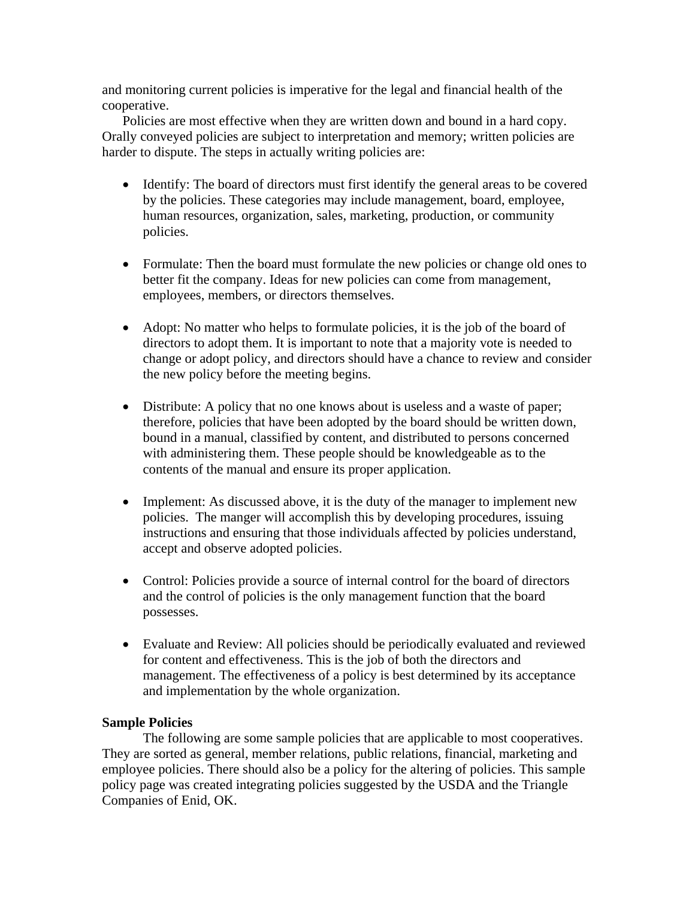and monitoring current policies is imperative for the legal and financial health of the cooperative.

Policies are most effective when they are written down and bound in a hard copy. Orally conveyed policies are subject to interpretation and memory; written policies are harder to dispute. The steps in actually writing policies are:

- Identify: The board of directors must first identify the general areas to be covered by the policies. These categories may include management, board, employee, human resources, organization, sales, marketing, production, or community policies.

- Formulate: Then the board must formulate the new policies or change old ones to better fit the company. Ideas for new policies can come from management, employees, members, or directors themselves.

- Adopt: No matter who helps to formulate policies, it is the job of the board of directors to adopt them. It is important to note that a majority vote is needed to change or adopt policy, and directors should have a chance to review and consider the new policy before the meeting begins.

- Distribute: A policy that no one knows about is useless and a waste of paper; therefore, policies that have been adopted by the board should be written down, bound in a manual, classified by content, and distributed to persons concerned with administering them. These people should be knowledgeable as to the contents of the manual and ensure its proper application.

- Implement: As discussed above, it is the duty of the manager to implement new policies. The manger will accomplish this by developing procedures, issuing instructions and ensuring that those individuals affected by policies understand, accept and observe adopted policies.

- Control: Policies provide a source of internal control for the board of directors and the control of policies is the only management function that the board possesses.

- Evaluate and Review: All policies should be periodically evaluated and reviewed for content and effectiveness. This is the job of both the directors and management. The effectiveness of a policy is best determined by its acceptance and implementation by the whole organization.

**Sample Policies**

The following are some sample policies that are applicable to most cooperatives. They are sorted as general, member relations, public relations, financial, marketing and employee policies. There should also be a policy for the altering of policies. This sample policy page was created integrating policies suggested by the USDA and the Triangle Companies of Enid, OK.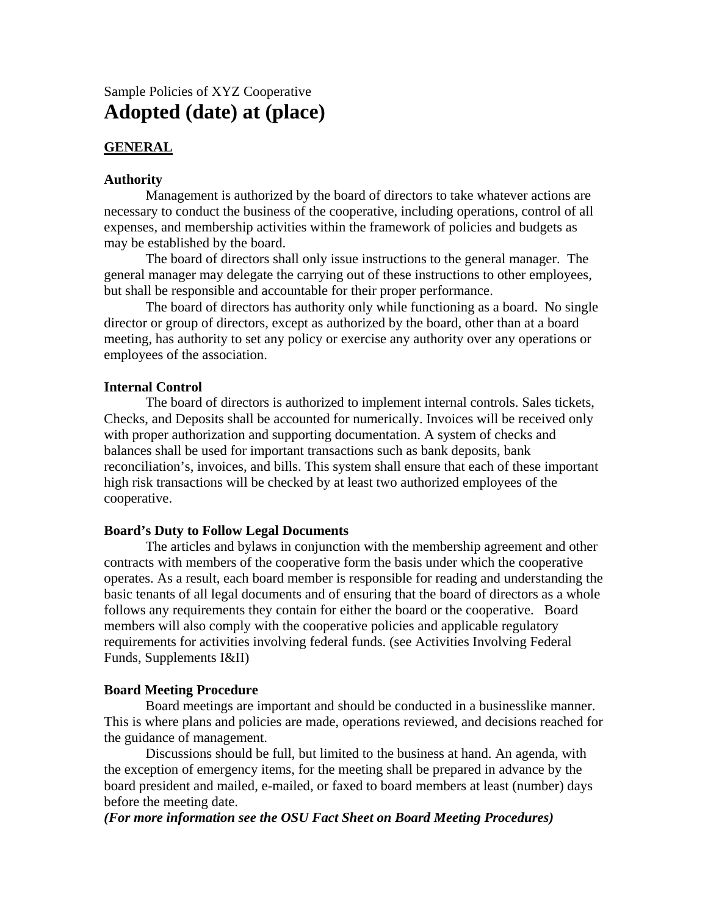Sample Policies of XYZ Cooperative

# Adopted (date) at (place)

## GENERAL

### Authority

Management is authorized by the board of directors to take whatever actions are necessary to conduct the business of the cooperative, including operations, control of all expenses, and membership activities within the framework of policies and budgets as may be established by the board.

The board of directors shall only issue instructions to the general manager. The general manager may delegate the carrying out of these instructions to other employees, but shall be responsible and accountable for their proper performance.

The board of directors has authority only while functioning as a board. No single director or group of directors, except as authorized by the board, other than at a board meeting, has authority to set any policy or exercise any authority over any operations or employees of the association.

### Internal Control

The board of directors is authorized to implement internal controls. Sales tickets, Checks, and Deposits shall be accounted for numerically. Invoices will be received only with proper authorization and supporting documentation. A system of checks and balances shall be used for important transactions such as bank deposits, bank reconciliation's, invoices, and bills. This system shall ensure that each of these important high risk transactions will be checked by at least two authorized employees of the cooperative.

### Board's Duty to Follow Legal Documents

The articles and bylaws in conjunction with the membership agreement and other contracts with members of the cooperative form the basis under which the cooperative operates. As a result, each board member is responsible for reading and understanding the basic tenants of all legal documents and of ensuring that the board of directors as a whole follows any requirements they contain for either the board or the cooperative. Board members will also comply with the cooperative policies and applicable regulatory requirements for activities involving federal funds. (see Activities Involving Federal Funds, Supplements I&II)

### Board Meeting Procedure

Board meetings are important and should be conducted in a businesslike manner. This is where plans and policies are made, operations reviewed, and decisions reached for the guidance of management.

Discussions should be full, but limited to the business at hand. An agenda, with the exception of emergency items, for the meeting shall be prepared in advance by the board president and mailed, e-mailed, or faxed to board members at least (number) days before the meeting date.

***(For more information see the OSU Fact Sheet on Board Meeting Procedures)***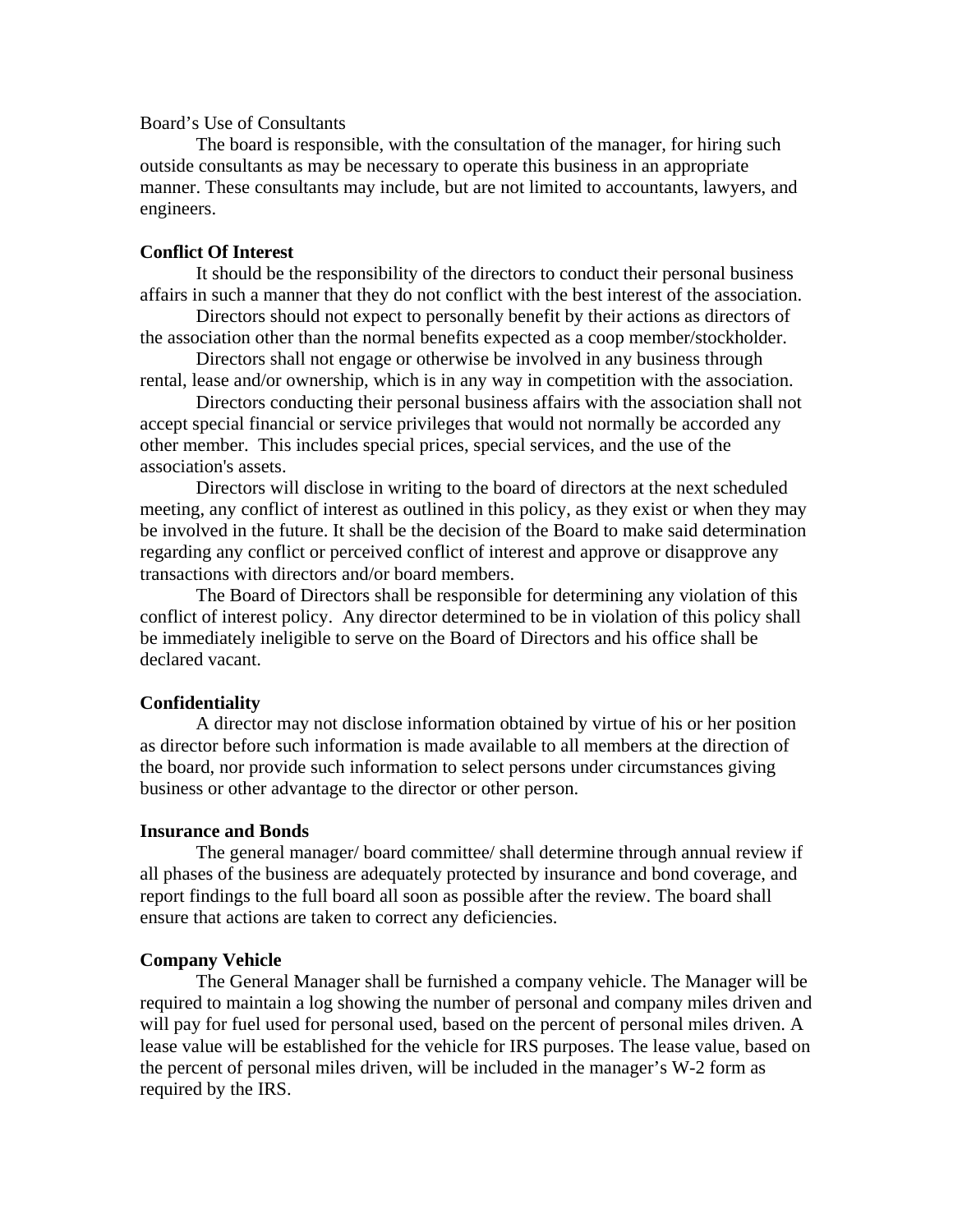Board's Use of Consultants

The board is responsible, with the consultation of the manager, for hiring such outside consultants as may be necessary to operate this business in an appropriate manner. These consultants may include, but are not limited to accountants, lawyers, and engineers.

**Conflict Of Interest**

It should be the responsibility of the directors to conduct their personal business affairs in such a manner that they do not conflict with the best interest of the association.

Directors should not expect to personally benefit by their actions as directors of the association other than the normal benefits expected as a coop member/stockholder.

Directors shall not engage or otherwise be involved in any business through rental, lease and/or ownership, which is in any way in competition with the association.

Directors conducting their personal business affairs with the association shall not accept special financial or service privileges that would not normally be accorded any other member. This includes special prices, special services, and the use of the association's assets.

Directors will disclose in writing to the board of directors at the next scheduled meeting, any conflict of interest as outlined in this policy, as they exist or when they may be involved in the future. It shall be the decision of the Board to make said determination regarding any conflict or perceived conflict of interest and approve or disapprove any transactions with directors and/or board members.

The Board of Directors shall be responsible for determining any violation of this conflict of interest policy. Any director determined to be in violation of this policy shall be immediately ineligible to serve on the Board of Directors and his office shall be declared vacant.

**Confidentiality**

A director may not disclose information obtained by virtue of his or her position as director before such information is made available to all members at the direction of the board, nor provide such information to select persons under circumstances giving business or other advantage to the director or other person.

**Insurance and Bonds**

The general manager/ board committee/ shall determine through annual review if all phases of the business are adequately protected by insurance and bond coverage, and report findings to the full board all soon as possible after the review. The board shall ensure that actions are taken to correct any deficiencies.

**Company Vehicle**

The General Manager shall be furnished a company vehicle. The Manager will be required to maintain a log showing the number of personal and company miles driven and will pay for fuel used for personal used, based on the percent of personal miles driven. A lease value will be established for the vehicle for IRS purposes. The lease value, based on the percent of personal miles driven, will be included in the manager's W-2 form as required by the IRS.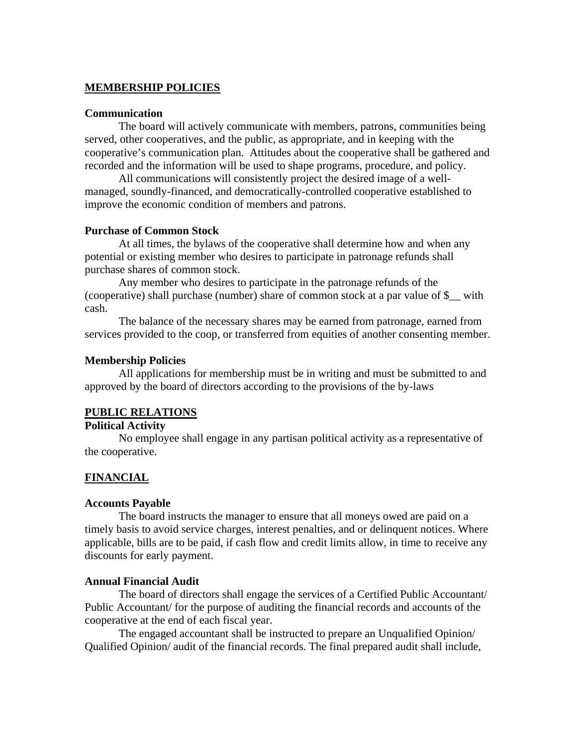## MEMBERSHIP POLICIES

### Communication

The board will actively communicate with members, patrons, communities being served, other cooperatives, and the public, as appropriate, and in keeping with the cooperative's communication plan. Attitudes about the cooperative shall be gathered and recorded and the information will be used to shape programs, procedure, and policy.

All communications will consistently project the desired image of a well-managed, soundly-financed, and democratically-controlled cooperative established to improve the economic condition of members and patrons.

### Purchase of Common Stock

At all times, the bylaws of the cooperative shall determine how and when any potential or existing member who desires to participate in patronage refunds shall purchase shares of common stock.

Any member who desires to participate in the patronage refunds of the (cooperative) shall purchase (number) share of common stock at a par value of $__ with cash.

The balance of the necessary shares may be earned from patronage, earned from services provided to the coop, or transferred from equities of another consenting member.

### Membership Policies

All applications for membership must be in writing and must be submitted to and approved by the board of directors according to the provisions of the by-laws

## PUBLIC RELATIONS

### Political Activity

No employee shall engage in any partisan political activity as a representative of the cooperative.

## FINANCIAL

### Accounts Payable

The board instructs the manager to ensure that all moneys owed are paid on a timely basis to avoid service charges, interest penalties, and or delinquent notices. Where applicable, bills are to be paid, if cash flow and credit limits allow, in time to receive any discounts for early payment.

### Annual Financial Audit

The board of directors shall engage the services of a Certified Public Accountant/ Public Accountant/ for the purpose of auditing the financial records and accounts of the cooperative at the end of each fiscal year.

The engaged accountant shall be instructed to prepare an Unqualified Opinion/ Qualified Opinion/ audit of the financial records. The final prepared audit shall include,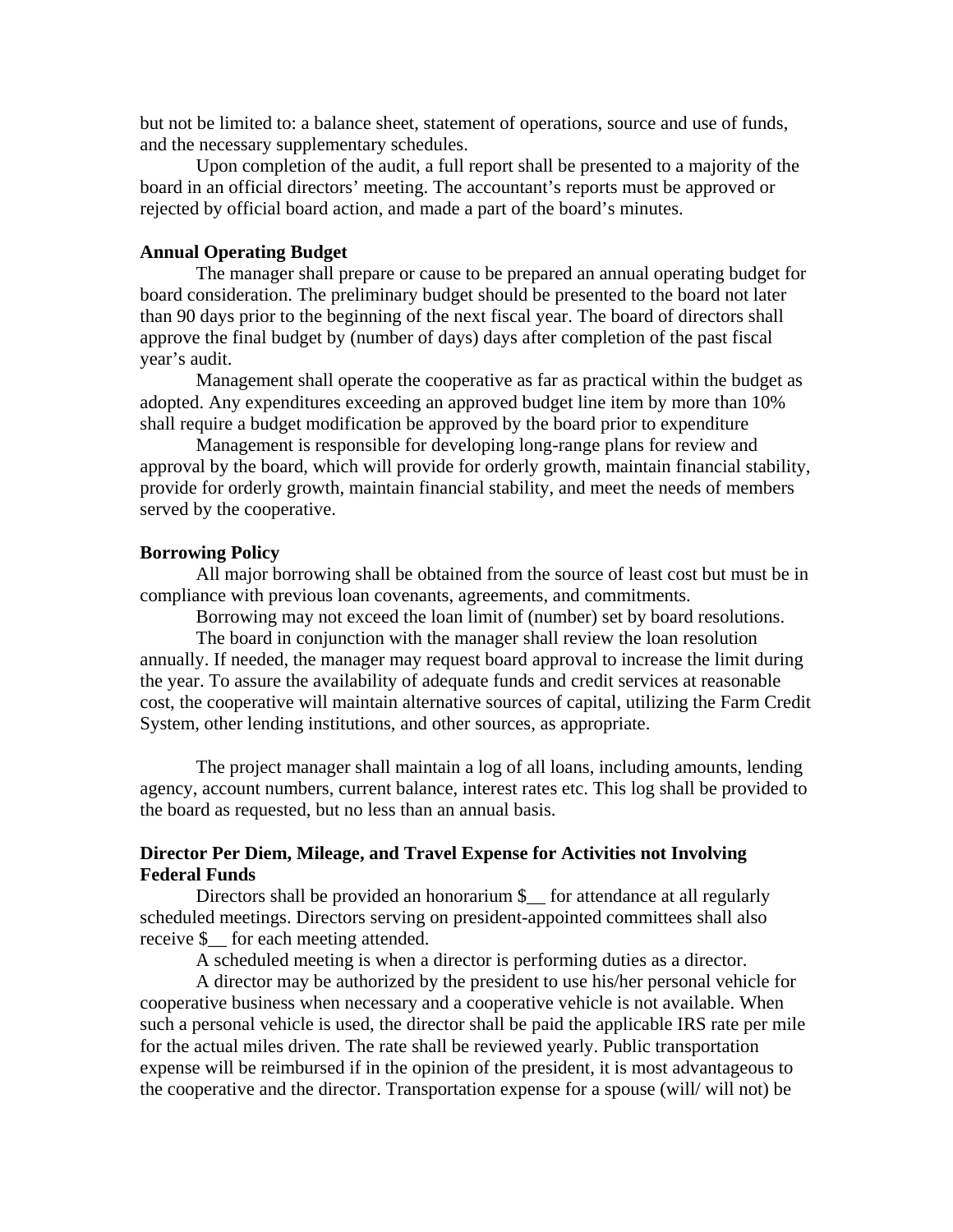but not be limited to: a balance sheet, statement of operations, source and use of funds, and the necessary supplementary schedules.

Upon completion of the audit, a full report shall be presented to a majority of the board in an official directors' meeting. The accountant's reports must be approved or rejected by official board action, and made a part of the board's minutes.

**Annual Operating Budget**

The manager shall prepare or cause to be prepared an annual operating budget for board consideration. The preliminary budget should be presented to the board not later than 90 days prior to the beginning of the next fiscal year. The board of directors shall approve the final budget by (number of days) days after completion of the past fiscal year's audit.

Management shall operate the cooperative as far as practical within the budget as adopted. Any expenditures exceeding an approved budget line item by more than 10% shall require a budget modification be approved by the board prior to expenditure

Management is responsible for developing long-range plans for review and approval by the board, which will provide for orderly growth, maintain financial stability, provide for orderly growth, maintain financial stability, and meet the needs of members served by the cooperative.

**Borrowing Policy**

All major borrowing shall be obtained from the source of least cost but must be in compliance with previous loan covenants, agreements, and commitments.

Borrowing may not exceed the loan limit of (number) set by board resolutions.

The board in conjunction with the manager shall review the loan resolution annually. If needed, the manager may request board approval to increase the limit during the year. To assure the availability of adequate funds and credit services at reasonable cost, the cooperative will maintain alternative sources of capital, utilizing the Farm Credit System, other lending institutions, and other sources, as appropriate.

The project manager shall maintain a log of all loans, including amounts, lending agency, account numbers, current balance, interest rates etc. This log shall be provided to the board as requested, but no less than an annual basis.

**Director Per Diem, Mileage, and Travel Expense for Activities not Involving Federal Funds**

Directors shall be provided an honorarium $__ for attendance at all regularly scheduled meetings. Directors serving on president-appointed committees shall also receive $__ for each meeting attended.

A scheduled meeting is when a director is performing duties as a director.

A director may be authorized by the president to use his/her personal vehicle for cooperative business when necessary and a cooperative vehicle is not available. When such a personal vehicle is used, the director shall be paid the applicable IRS rate per mile for the actual miles driven. The rate shall be reviewed yearly. Public transportation expense will be reimbursed if in the opinion of the president, it is most advantageous to the cooperative and the director. Transportation expense for a spouse (will/ will not) be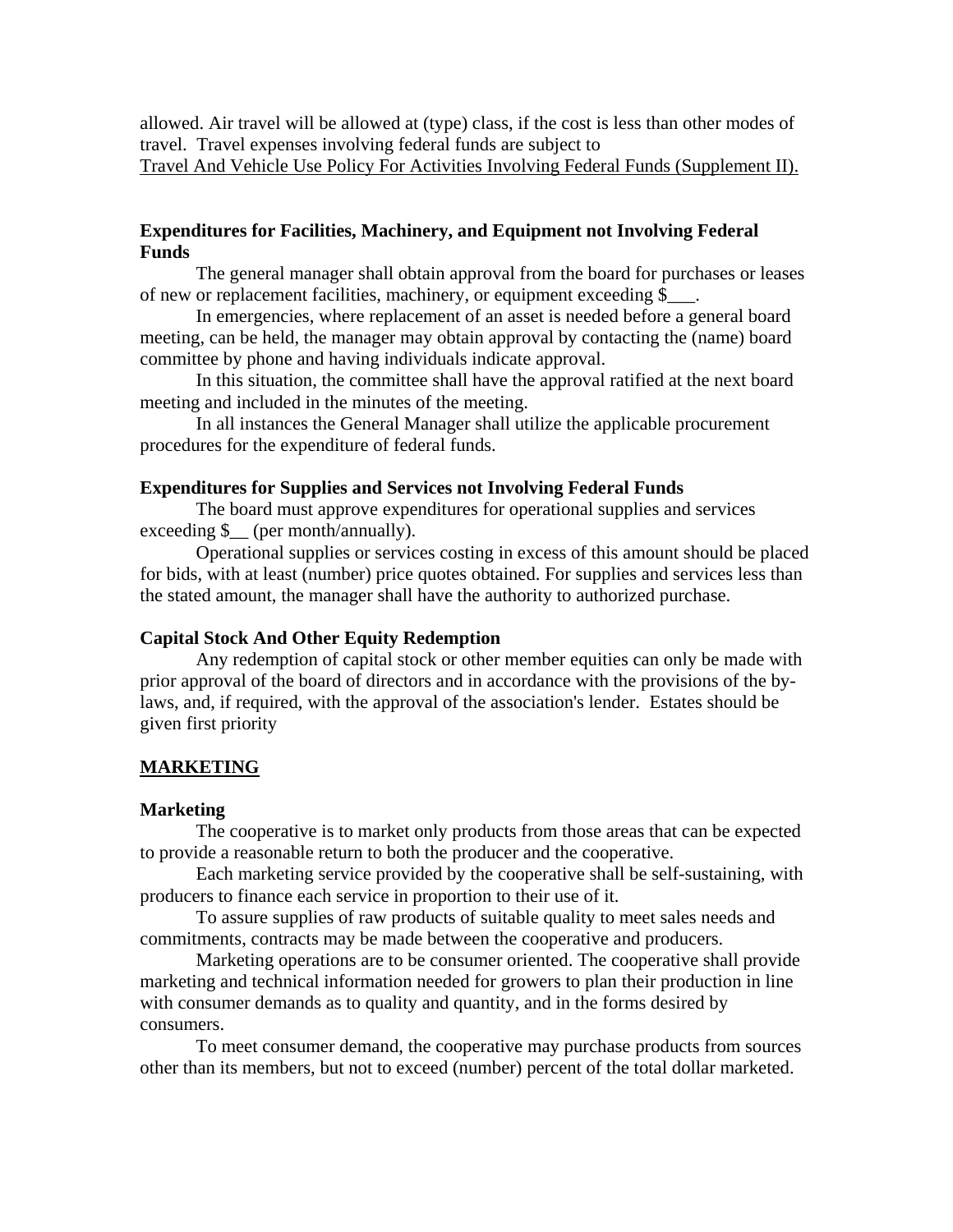allowed. Air travel will be allowed at (type) class, if the cost is less than other modes of travel. Travel expenses involving federal funds are subject to
<u>Travel And Vehicle Use Policy For Activities Involving Federal Funds (Supplement II).</u>

**Expenditures for Facilities, Machinery, and Equipment not Involving Federal Funds**

The general manager shall obtain approval from the board for purchases or leases of new or replacement facilities, machinery, or equipment exceeding $___.

In emergencies, where replacement of an asset is needed before a general board meeting, can be held, the manager may obtain approval by contacting the (name) board committee by phone and having individuals indicate approval.

In this situation, the committee shall have the approval ratified at the next board meeting and included in the minutes of the meeting.

In all instances the General Manager shall utilize the applicable procurement procedures for the expenditure of federal funds.

**Expenditures for Supplies and Services not Involving Federal Funds**

The board must approve expenditures for operational supplies and services exceeding $__ (per month/annually).

Operational supplies or services costing in excess of this amount should be placed for bids, with at least (number) price quotes obtained. For supplies and services less than the stated amount, the manager shall have the authority to authorized purchase.

**Capital Stock And Other Equity Redemption**

Any redemption of capital stock or other member equities can only be made with prior approval of the board of directors and in accordance with the provisions of the by-laws, and, if required, with the approval of the association's lender. Estates should be given first priority

## <u>MARKETING</u>

**Marketing**

The cooperative is to market only products from those areas that can be expected to provide a reasonable return to both the producer and the cooperative.

Each marketing service provided by the cooperative shall be self-sustaining, with producers to finance each service in proportion to their use of it.

To assure supplies of raw products of suitable quality to meet sales needs and commitments, contracts may be made between the cooperative and producers.

Marketing operations are to be consumer oriented. The cooperative shall provide marketing and technical information needed for growers to plan their production in line with consumer demands as to quality and quantity, and in the forms desired by consumers.

To meet consumer demand, the cooperative may purchase products from sources other than its members, but not to exceed (number) percent of the total dollar marketed.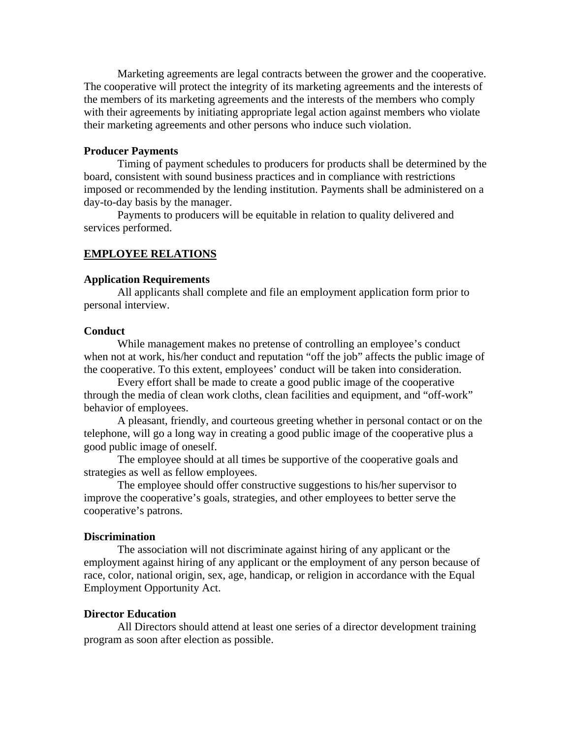Marketing agreements are legal contracts between the grower and the cooperative. The cooperative will protect the integrity of its marketing agreements and the interests of the members of its marketing agreements and the interests of the members who comply with their agreements by initiating appropriate legal action against members who violate their marketing agreements and other persons who induce such violation.

**Producer Payments**

Timing of payment schedules to producers for products shall be determined by the board, consistent with sound business practices and in compliance with restrictions imposed or recommended by the lending institution. Payments shall be administered on a day-to-day basis by the manager.

Payments to producers will be equitable in relation to quality delivered and services performed.

## EMPLOYEE RELATIONS

**Application Requirements**

All applicants shall complete and file an employment application form prior to personal interview.

**Conduct**

While management makes no pretense of controlling an employee's conduct when not at work, his/her conduct and reputation "off the job" affects the public image of the cooperative. To this extent, employees' conduct will be taken into consideration.

Every effort shall be made to create a good public image of the cooperative through the media of clean work cloths, clean facilities and equipment, and "off-work" behavior of employees.

A pleasant, friendly, and courteous greeting whether in personal contact or on the telephone, will go a long way in creating a good public image of the cooperative plus a good public image of oneself.

The employee should at all times be supportive of the cooperative goals and strategies as well as fellow employees.

The employee should offer constructive suggestions to his/her supervisor to improve the cooperative's goals, strategies, and other employees to better serve the cooperative's patrons.

**Discrimination**

The association will not discriminate against hiring of any applicant or the employment against hiring of any applicant or the employment of any person because of race, color, national origin, sex, age, handicap, or religion in accordance with the Equal Employment Opportunity Act.

**Director Education**

All Directors should attend at least one series of a director development training program as soon after election as possible.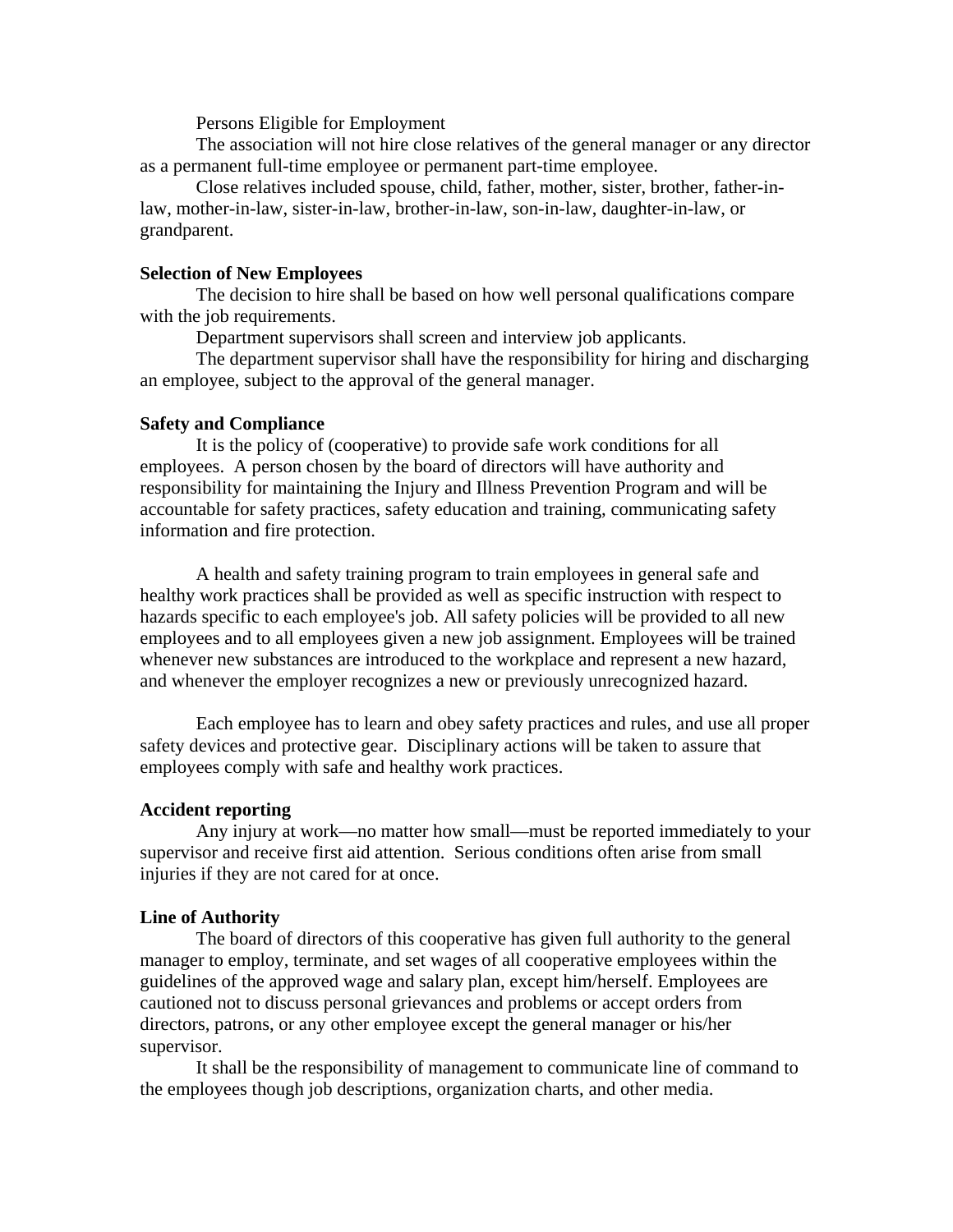Persons Eligible for Employment

The association will not hire close relatives of the general manager or any director as a permanent full-time employee or permanent part-time employee.

Close relatives included spouse, child, father, mother, sister, brother, father-in-law, mother-in-law, sister-in-law, brother-in-law, son-in-law, daughter-in-law, or grandparent.

**Selection of New Employees**

The decision to hire shall be based on how well personal qualifications compare with the job requirements.

Department supervisors shall screen and interview job applicants.

The department supervisor shall have the responsibility for hiring and discharging an employee, subject to the approval of the general manager.

**Safety and Compliance**

It is the policy of (cooperative) to provide safe work conditions for all employees. A person chosen by the board of directors will have authority and responsibility for maintaining the Injury and Illness Prevention Program and will be accountable for safety practices, safety education and training, communicating safety information and fire protection.

A health and safety training program to train employees in general safe and healthy work practices shall be provided as well as specific instruction with respect to hazards specific to each employee's job. All safety policies will be provided to all new employees and to all employees given a new job assignment. Employees will be trained whenever new substances are introduced to the workplace and represent a new hazard, and whenever the employer recognizes a new or previously unrecognized hazard.

Each employee has to learn and obey safety practices and rules, and use all proper safety devices and protective gear. Disciplinary actions will be taken to assure that employees comply with safe and healthy work practices.

**Accident reporting**

Any injury at work—no matter how small—must be reported immediately to your supervisor and receive first aid attention. Serious conditions often arise from small injuries if they are not cared for at once.

**Line of Authority**

The board of directors of this cooperative has given full authority to the general manager to employ, terminate, and set wages of all cooperative employees within the guidelines of the approved wage and salary plan, except him/herself. Employees are cautioned not to discuss personal grievances and problems or accept orders from directors, patrons, or any other employee except the general manager or his/her supervisor.

It shall be the responsibility of management to communicate line of command to the employees though job descriptions, organization charts, and other media.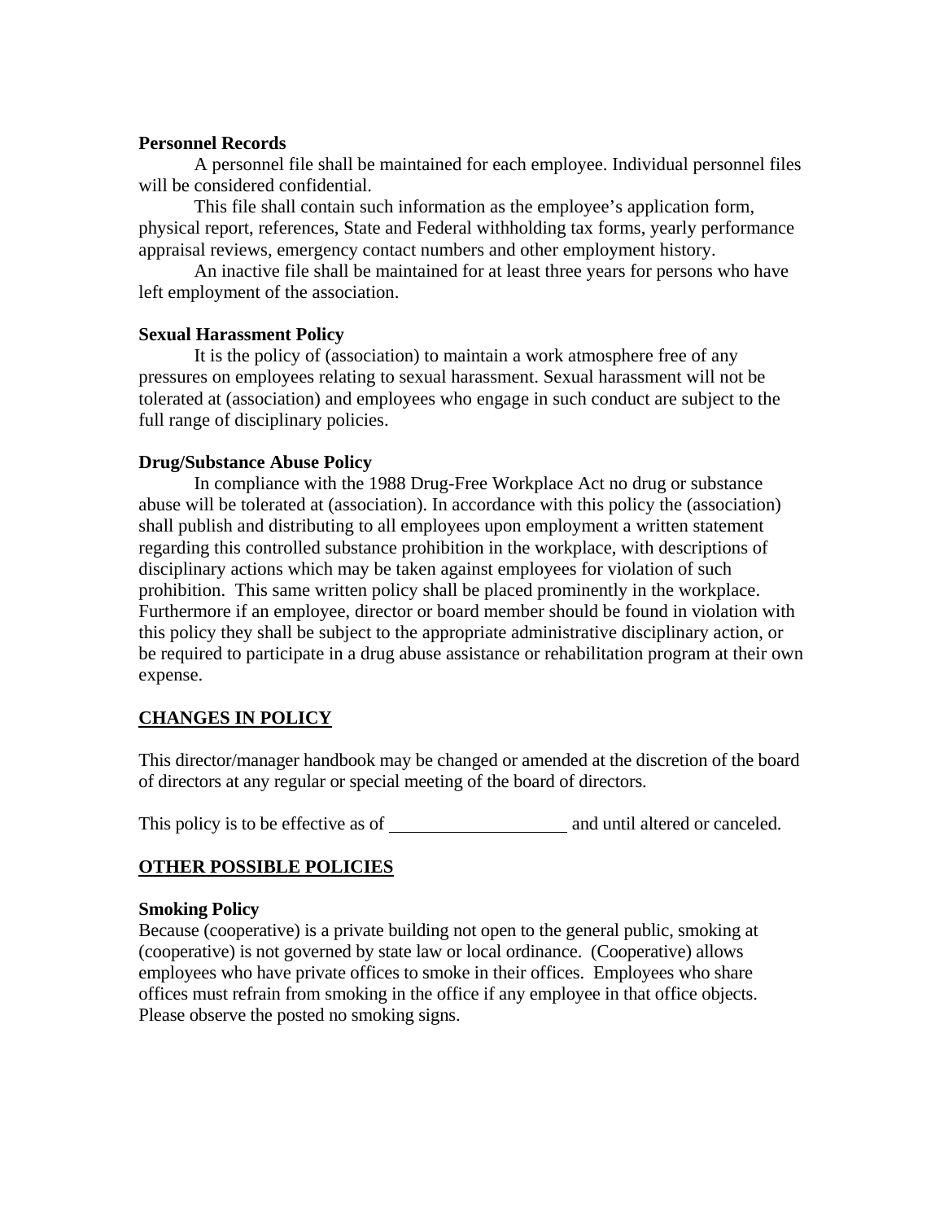**Personnel Records**

A personnel file shall be maintained for each employee. Individual personnel files will be considered confidential.

This file shall contain such information as the employee's application form, physical report, references, State and Federal withholding tax forms, yearly performance appraisal reviews, emergency contact numbers and other employment history.

An inactive file shall be maintained for at least three years for persons who have left employment of the association.

**Sexual Harassment Policy**

It is the policy of (association) to maintain a work atmosphere free of any pressures on employees relating to sexual harassment. Sexual harassment will not be tolerated at (association) and employees who engage in such conduct are subject to the full range of disciplinary policies.

**Drug/Substance Abuse Policy**

In compliance with the 1988 Drug-Free Workplace Act no drug or substance abuse will be tolerated at (association). In accordance with this policy the (association) shall publish and distributing to all employees upon employment a written statement regarding this controlled substance prohibition in the workplace, with descriptions of disciplinary actions which may be taken against employees for violation of such prohibition. This same written policy shall be placed prominently in the workplace. Furthermore if an employee, director or board member should be found in violation with this policy they shall be subject to the appropriate administrative disciplinary action, or be required to participate in a drug abuse assistance or rehabilitation program at their own expense.

## CHANGES IN POLICY

This director/manager handbook may be changed or amended at the discretion of the board of directors at any regular or special meeting of the board of directors.

This policy is to be effective as of ____________________ and until altered or canceled.

## OTHER POSSIBLE POLICIES

**Smoking Policy**

Because (cooperative) is a private building not open to the general public, smoking at (cooperative) is not governed by state law or local ordinance. (Cooperative) allows employees who have private offices to smoke in their offices. Employees who share offices must refrain from smoking in the office if any employee in that office objects. Please observe the posted no smoking signs.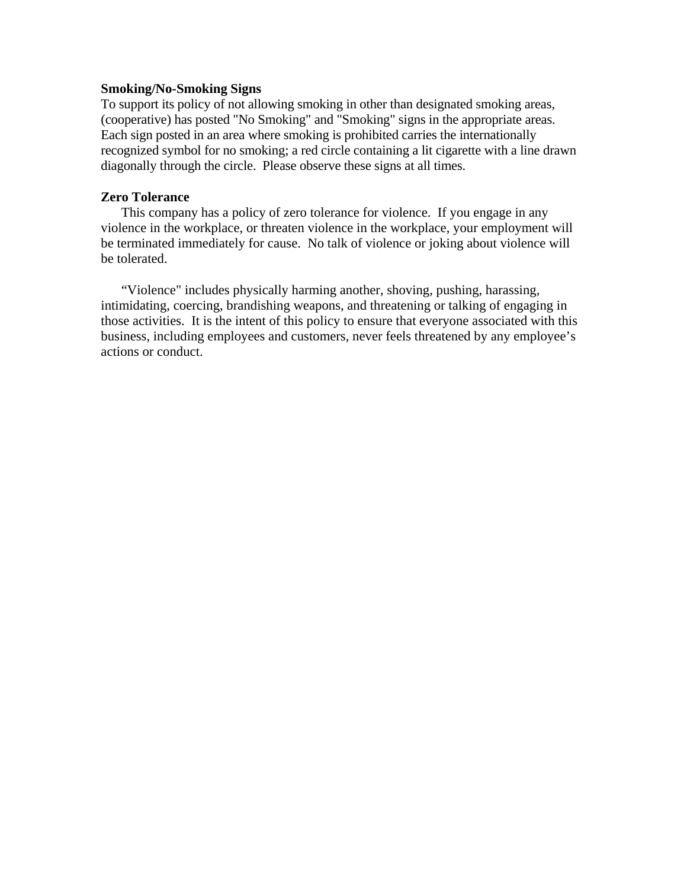**Smoking/No-Smoking Signs**

To support its policy of not allowing smoking in other than designated smoking areas, (cooperative) has posted "No Smoking" and "Smoking" signs in the appropriate areas. Each sign posted in an area where smoking is prohibited carries the internationally recognized symbol for no smoking; a red circle containing a lit cigarette with a line drawn diagonally through the circle. Please observe these signs at all times.

**Zero Tolerance**

This company has a policy of zero tolerance for violence. If you engage in any violence in the workplace, or threaten violence in the workplace, your employment will be terminated immediately for cause. No talk of violence or joking about violence will be tolerated.

“Violence" includes physically harming another, shoving, pushing, harassing, intimidating, coercing, brandishing weapons, and threatening or talking of engaging in those activities. It is the intent of this policy to ensure that everyone associated with this business, including employees and customers, never feels threatened by any employee’s actions or conduct.